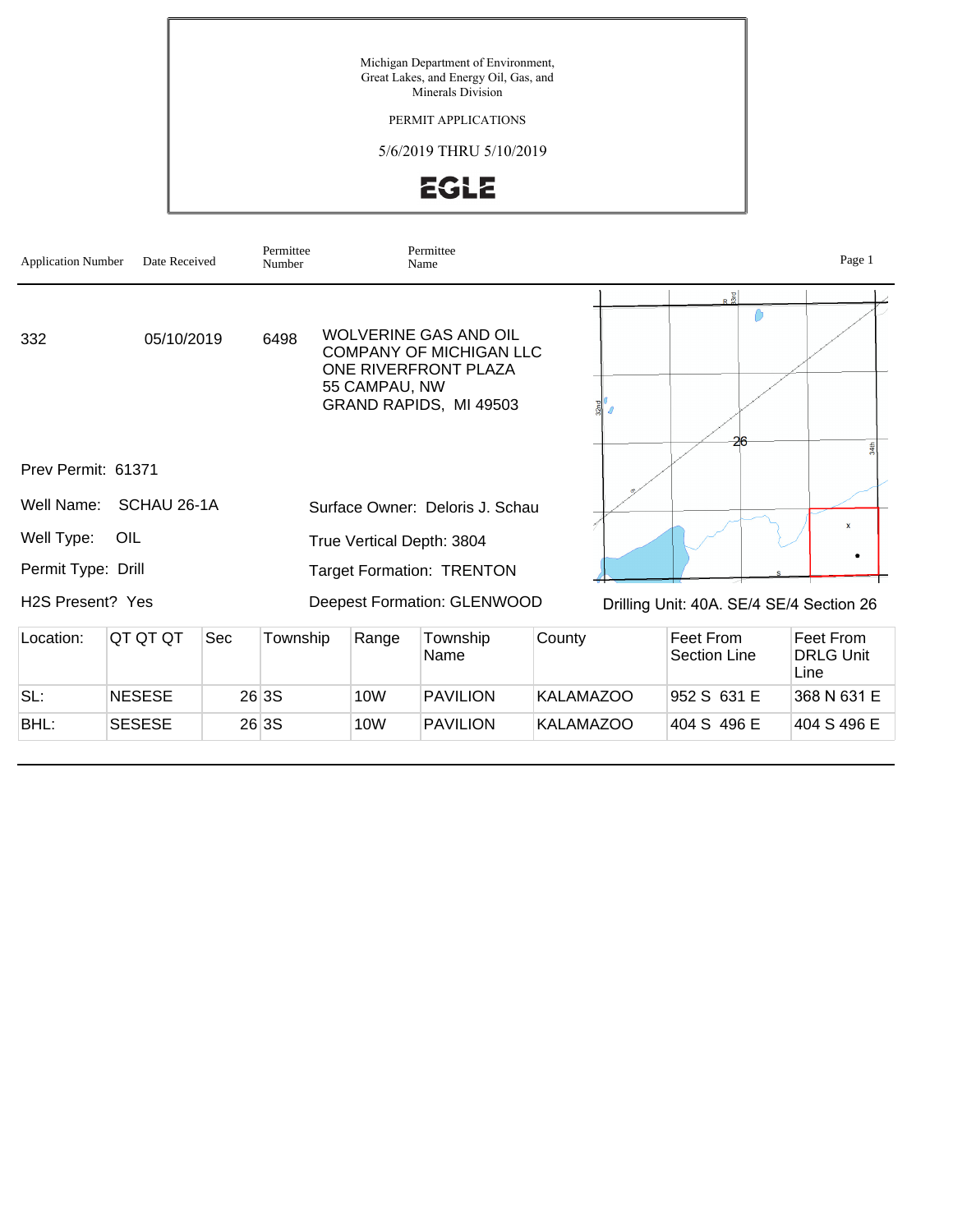Michigan Department of Environment, Great Lakes, and Energy Oil, Gas, and Minerals Division

PERMIT APPLICATIONS

5/6/2019 THRU 5/10/2019

EGLE

| Application Number | Date Received | Permittee Number | Permittee Name |
|---|---|---|---|
| 332 | 05/10/2019 | 6498 | WOLVERINE GAS AND OIL COMPANY OF MICHIGAN LLC<br>ONE RIVERFRONT PLAZA<br>55 CAMPAU, NW<br>GRAND RAPIDS, MI 49503 |

Prev Permit: 61371

Well Name: SCHAU 26-1A

Well Type: OIL

Permit Type: Drill

H2S Present? Yes

Surface Owner: Deloris J. Schau

True Vertical Depth: 3804

Target Formation: TRENTON

Deepest Formation: GLENWOOD

Drilling Unit: 40A. SE/4 SE/4 Section 26

| Location: | QT QT QT | Sec | Township | Range | Township Name | County | Feet From Section Line | Feet From DRLG Unit Line |
|---|---|---|---|---|---|---|---|---|
| SL: | NESESE | 26 | 3S | 10W | PAVILION | KALAMAZOO | 952 S 631 E | 368 N 631 E |
| BHL: | SESESE | 26 | 3S | 10W | PAVILION | KALAMAZOO | 404 S 496 E | 404 S 496 E |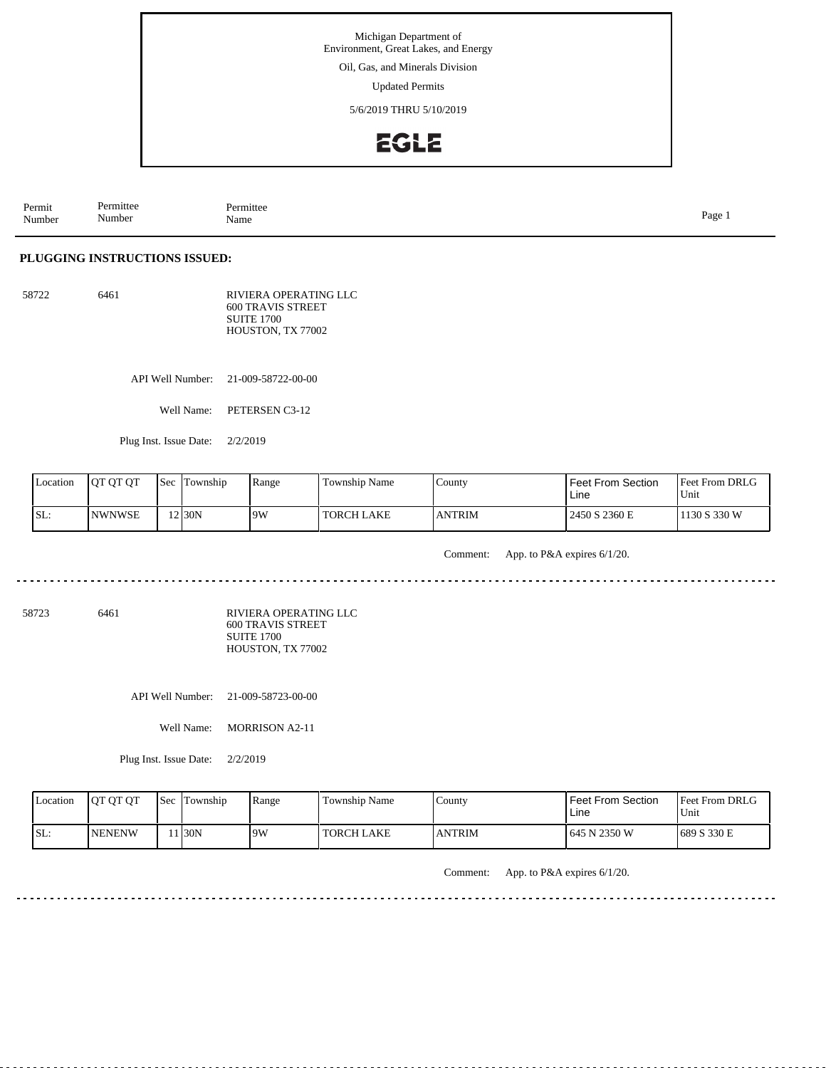Michigan Department of Environment, Great Lakes, and Energy

Oil, Gas, and Minerals Division

Updated Permits

5/6/2019 THRU 5/10/2019

EGLE

| Permit Number | Permittee Number | Permittee Name |
|---|---|---|

## PLUGGING INSTRUCTIONS ISSUED:

58722 6461

RIVIERA OPERATING LLC
600 TRAVIS STREET
SUITE 1700
HOUSTON, TX 77002

API Well Number: 21-009-58722-00-00

Well Name: PETERSEN C3-12

Plug Inst. Issue Date: 2/2/2019

| Location | QT QT QT | Sec | Township | Range | Township Name | County | Feet From Section Line | Feet From DRLG Unit |
|---|---|---|---|---|---|---|---|---|
| SL: | NWNWSE | 12 | 30N | 9W | TORCH LAKE | ANTRIM | 2450 S 2360 E | 1130 S 330 W |

Comment: App. to P&A expires 6/1/20.

---

58723 6461

RIVIERA OPERATING LLC
600 TRAVIS STREET
SUITE 1700
HOUSTON, TX 77002

API Well Number: 21-009-58723-00-00

Well Name: MORRISON A2-11

Plug Inst. Issue Date: 2/2/2019

| Location | QT QT QT | Sec | Township | Range | Township Name | County | Feet From Section Line | Feet From DRLG Unit |
|---|---|---|---|---|---|---|---|---|
| SL: | NENENW | 11 | 30N | 9W | TORCH LAKE | ANTRIM | 645 N 2350 W | 689 S 330 E |

Comment: App. to P&A expires 6/1/20.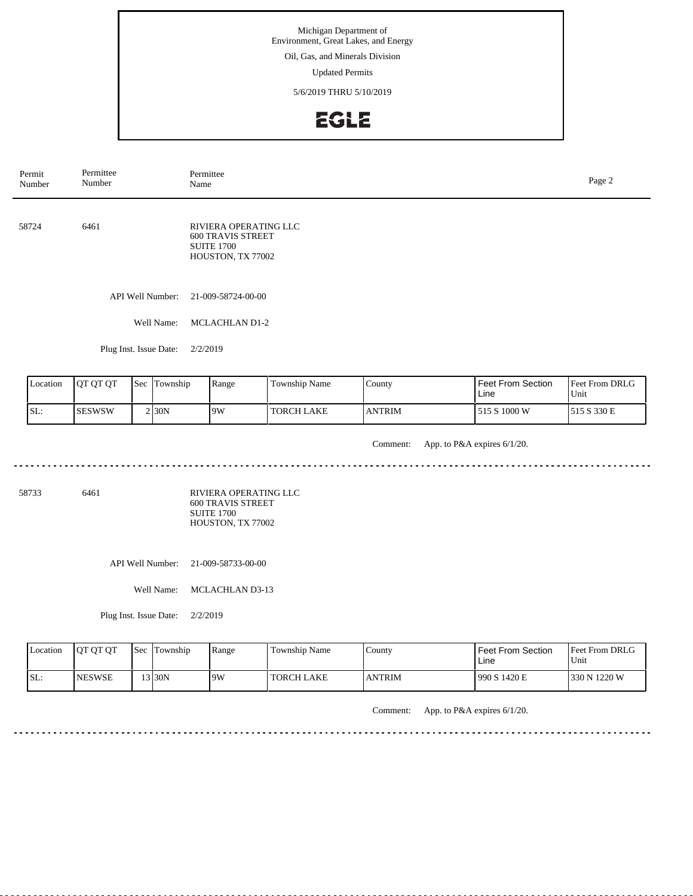Michigan Department of
Environment, Great Lakes, and Energy

Oil, Gas, and Minerals Division

Updated Permits

5/6/2019 THRU 5/10/2019

EGLE

| Permit Number | Permittee Number | Permittee Name |
|---|---|---|

---

**58724** | **6461** | RIVIERA OPERATING LLC
600 TRAVIS STREET
SUITE 1700
HOUSTON, TX 77002

API Well Number: 21-009-58724-00-00

Well Name: MCLACHLAN D1-2

Plug Inst. Issue Date: 2/2/2019

| Location | QT QT QT | Sec | Township | Range | Township Name | County | Feet From Section Line | Feet From DRLG Unit |
|---|---|---|---|---|---|---|---|---|
| SL: | SESWSW | 2 | 30N | 9W | TORCH LAKE | ANTRIM | 515 S 1000 W | 515 S 330 E |

Comment: App. to P&A expires 6/1/20.

---

**58733** | **6461** | RIVIERA OPERATING LLC
600 TRAVIS STREET
SUITE 1700
HOUSTON, TX 77002

API Well Number: 21-009-58733-00-00

Well Name: MCLACHLAN D3-13

Plug Inst. Issue Date: 2/2/2019

| Location | QT QT QT | Sec | Township | Range | Township Name | County | Feet From Section Line | Feet From DRLG Unit |
|---|---|---|---|---|---|---|---|---|
| SL: | NESWSE | 13 | 30N | 9W | TORCH LAKE | ANTRIM | 990 S 1420 E | 330 N 1220 W |

Comment: App. to P&A expires 6/1/20.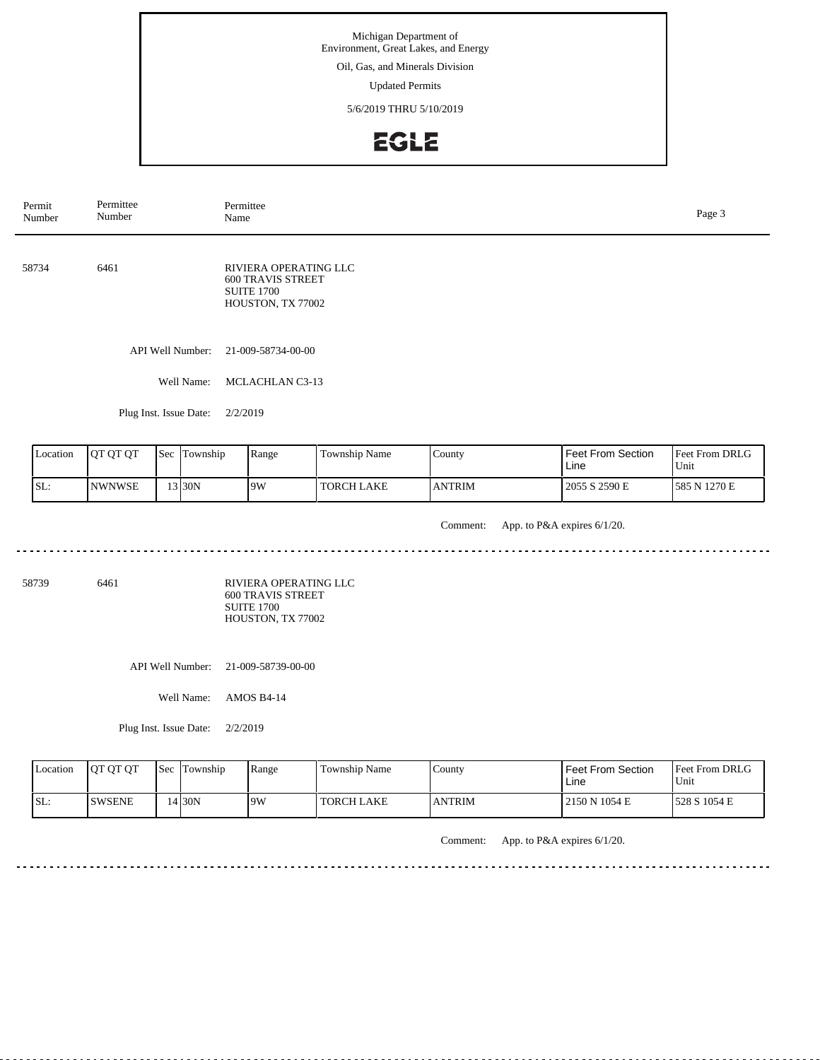Michigan Department of Environment, Great Lakes, and Energy

Oil, Gas, and Minerals Division

Updated Permits

5/6/2019 THRU 5/10/2019

EGLE

| Permit Number | Permittee Number | Permittee Name |
|---|---|---|

58734 6461 RIVIERA OPERATING LLC
600 TRAVIS STREET
SUITE 1700
HOUSTON, TX 77002

API Well Number: 21-009-58734-00-00

Well Name: MCLACHLAN C3-13

Plug Inst. Issue Date: 2/2/2019

| Location | QT QT QT | Sec | Township | Range | Township Name | County | Feet From Section Line | Feet From DRLG Unit |
|---|---|---|---|---|---|---|---|---|
| SL: | NWNWSE | 13 | 30N | 9W | TORCH LAKE | ANTRIM | 2055 S 2590 E | 585 N 1270 E |

Comment: App. to P&A expires 6/1/20.

---

58739 6461 RIVIERA OPERATING LLC
600 TRAVIS STREET
SUITE 1700
HOUSTON, TX 77002

API Well Number: 21-009-58739-00-00

Well Name: AMOS B4-14

Plug Inst. Issue Date: 2/2/2019

| Location | QT QT QT | Sec | Township | Range | Township Name | County | Feet From Section Line | Feet From DRLG Unit |
|---|---|---|---|---|---|---|---|---|
| SL: | SWSENE | 14 | 30N | 9W | TORCH LAKE | ANTRIM | 2150 N 1054 E | 528 S 1054 E |

Comment: App. to P&A expires 6/1/20.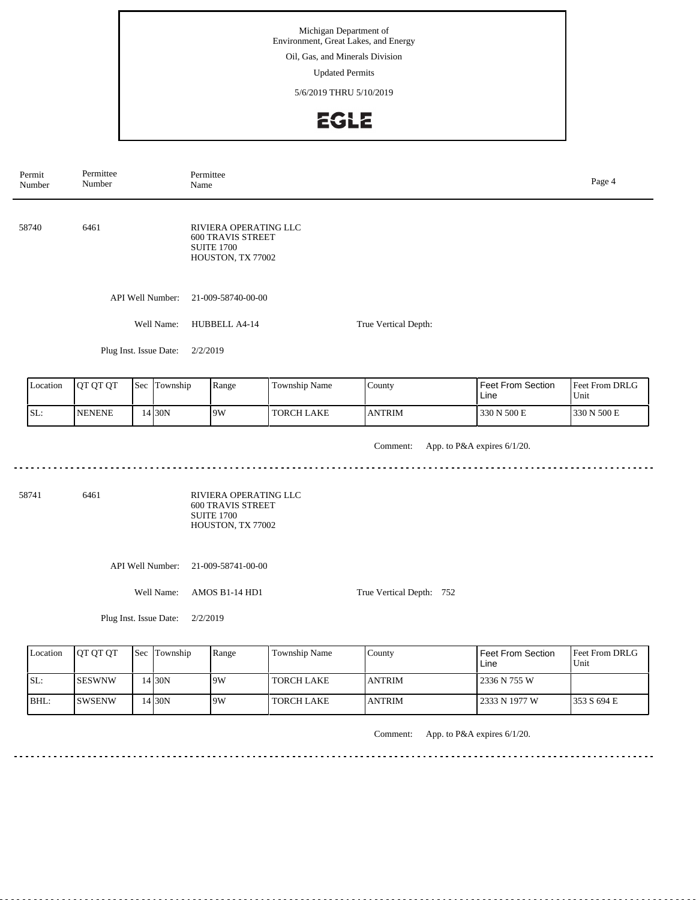Michigan Department of Environment, Great Lakes, and Energy

Oil, Gas, and Minerals Division

Updated Permits

5/6/2019 THRU 5/10/2019

EGLE

| Permit Number | Permittee Number | Permittee Name |
|---|---|---|

58740 6461 RIVIERA OPERATING LLC
600 TRAVIS STREET
SUITE 1700
HOUSTON, TX 77002

API Well Number: 21-009-58740-00-00

Well Name: HUBBELL A4-14

True Vertical Depth:

Plug Inst. Issue Date: 2/2/2019

| Location | QT QT QT | Sec | Township | Range | Township Name | County | Feet From Section Line | Feet From DRLG Unit |
|---|---|---|---|---|---|---|---|---|
| SL: | NENENE | 14 | 30N | 9W | TORCH LAKE | ANTRIM | 330 N 500 E | 330 N 500 E |

Comment: App. to P&A expires 6/1/20.

---

58741 6461 RIVIERA OPERATING LLC
600 TRAVIS STREET
SUITE 1700
HOUSTON, TX 77002

API Well Number: 21-009-58741-00-00

Well Name: AMOS B1-14 HD1

True Vertical Depth: 752

Plug Inst. Issue Date: 2/2/2019

| Location | QT QT QT | Sec | Township | Range | Township Name | County | Feet From Section Line | Feet From DRLG Unit |
|---|---|---|---|---|---|---|---|---|
| SL: | SESWNW | 14 | 30N | 9W | TORCH LAKE | ANTRIM | 2336 N 755 W | |
| BHL: | SWSENW | 14 | 30N | 9W | TORCH LAKE | ANTRIM | 2333 N 1977 W | 353 S 694 E |

Comment: App. to P&A expires 6/1/20.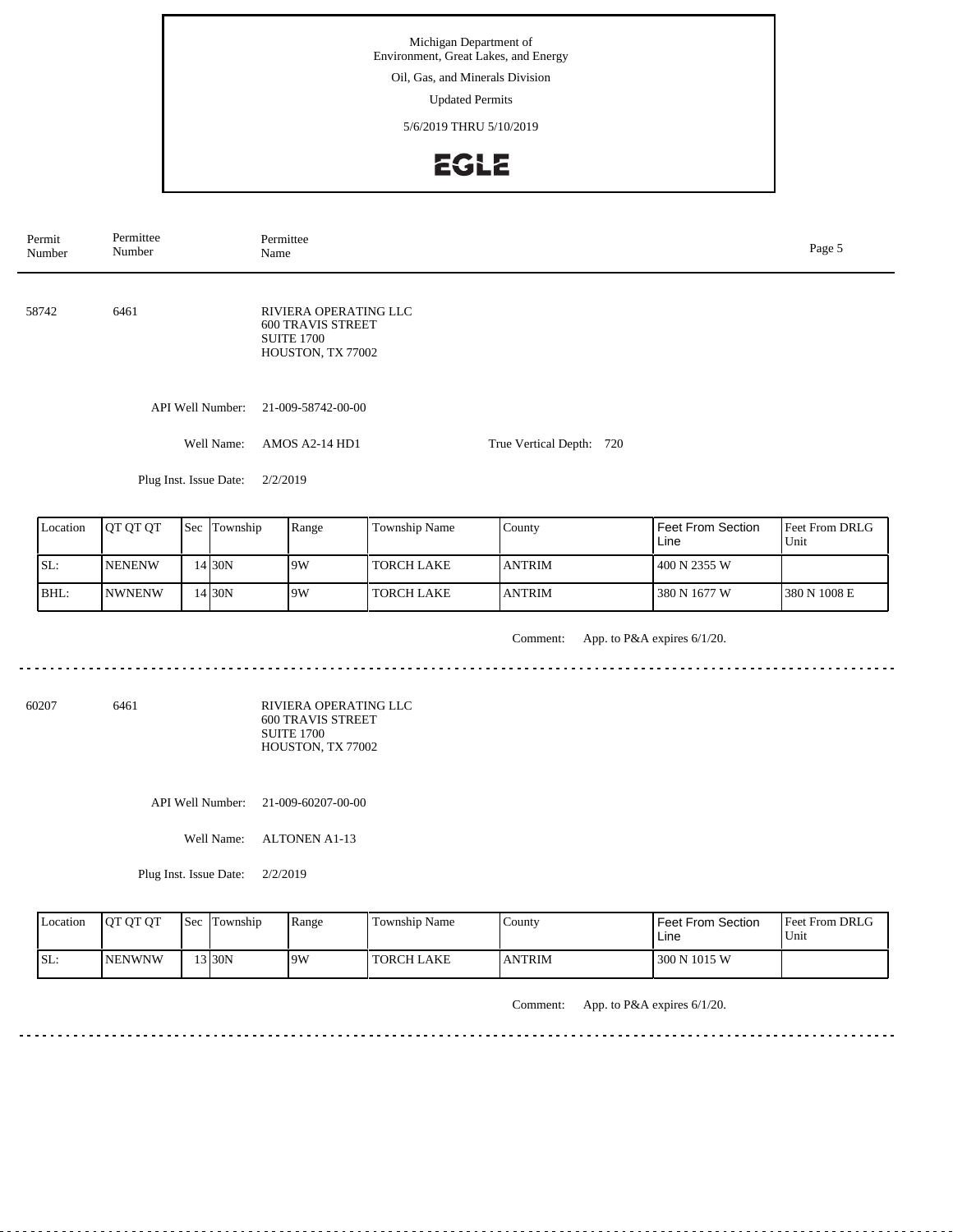Michigan Department of Environment, Great Lakes, and Energy

Oil, Gas, and Minerals Division

Updated Permits

5/6/2019 THRU 5/10/2019

EGLE

| Permit Number | Permittee Number | Permittee Name |
|---|---|---|

---

**58742** 6461

RIVIERA OPERATING LLC
600 TRAVIS STREET
SUITE 1700
HOUSTON, TX 77002

API Well Number: 21-009-58742-00-00

Well Name: AMOS A2-14 HD1

True Vertical Depth: 720

Plug Inst. Issue Date: 2/2/2019

| Location | QT QT QT | Sec | Township | Range | Township Name | County | Feet From Section Line | Feet From DRLG Unit |
|---|---|---|---|---|---|---|---|---|
| SL: | NENENW | 14 | 30N | 9W | TORCH LAKE | ANTRIM | 400 N 2355 W | |
| BHL: | NWNENW | 14 | 30N | 9W | TORCH LAKE | ANTRIM | 380 N 1677 W | 380 N 1008 E |

Comment: App. to P&A expires 6/1/20.

---

**60207** 6461

RIVIERA OPERATING LLC
600 TRAVIS STREET
SUITE 1700
HOUSTON, TX 77002

API Well Number: 21-009-60207-00-00

Well Name: ALTONEN A1-13

Plug Inst. Issue Date: 2/2/2019

| Location | QT QT QT | Sec | Township | Range | Township Name | County | Feet From Section Line | Feet From DRLG Unit |
|---|---|---|---|---|---|---|---|---|
| SL: | NENWNW | 13 | 30N | 9W | TORCH LAKE | ANTRIM | 300 N 1015 W | |

Comment: App. to P&A expires 6/1/20.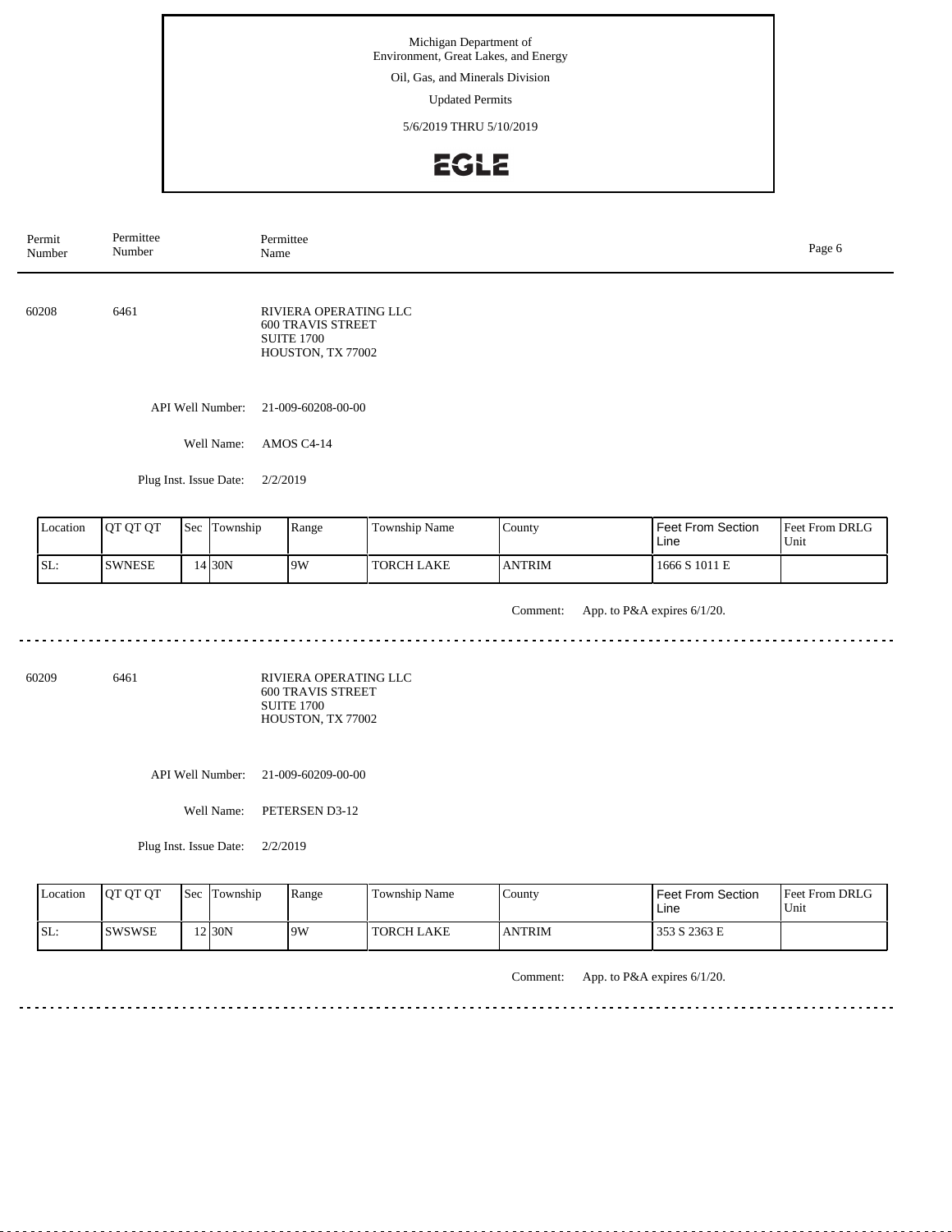Michigan Department of
Environment, Great Lakes, and Energy

Oil, Gas, and Minerals Division

Updated Permits

5/6/2019 THRU 5/10/2019

EGLE

| Permit Number | Permittee Number | Permittee Name |
|---|---|---|

60208 6461 RIVIERA OPERATING LLC
600 TRAVIS STREET
SUITE 1700
HOUSTON, TX 77002

API Well Number: 21-009-60208-00-00

Well Name: AMOS C4-14

Plug Inst. Issue Date: 2/2/2019

| Location | QT QT QT | Sec | Township | Range | Township Name | County | Feet From Section Line | Feet From DRLG Unit |
|---|---|---|---|---|---|---|---|---|
| SL: | SWNESE | 14 | 30N | 9W | TORCH LAKE | ANTRIM | 1666 S 1011 E | |

Comment: App. to P&A expires 6/1/20.

---

60209 6461 RIVIERA OPERATING LLC
600 TRAVIS STREET
SUITE 1700
HOUSTON, TX 77002

API Well Number: 21-009-60209-00-00

Well Name: PETERSEN D3-12

Plug Inst. Issue Date: 2/2/2019

| Location | QT QT QT | Sec | Township | Range | Township Name | County | Feet From Section Line | Feet From DRLG Unit |
|---|---|---|---|---|---|---|---|---|
| SL: | SWSWSE | 12 | 30N | 9W | TORCH LAKE | ANTRIM | 353 S 2363 E | |

Comment: App. to P&A expires 6/1/20.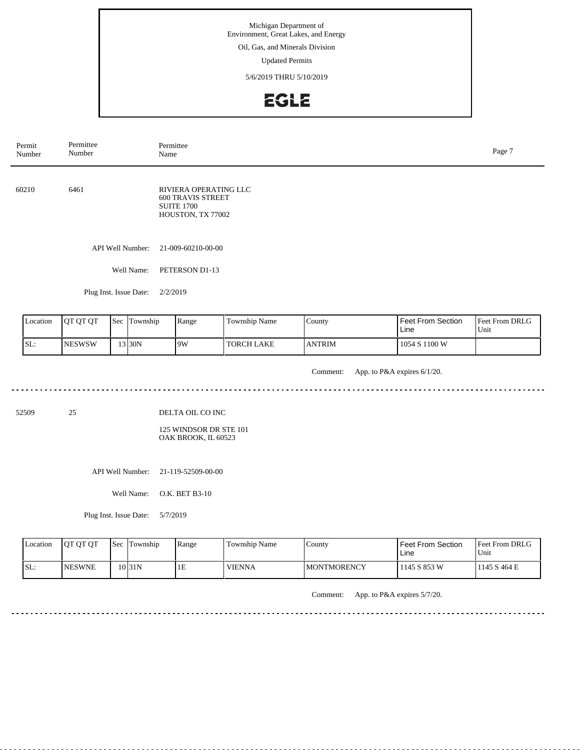Michigan Department of
Environment, Great Lakes, and Energy

Oil, Gas, and Minerals Division

Updated Permits

5/6/2019 THRU 5/10/2019

EGLE

| Permit Number | Permittee Number | Permittee Name |
|---|---|---|

---

**60210** | **6461** | RIVIERA OPERATING LLC
600 TRAVIS STREET
SUITE 1700
HOUSTON, TX 77002

API Well Number: 21-009-60210-00-00

Well Name: PETERSON D1-13

Plug Inst. Issue Date: 2/2/2019

| Location | QT QT QT | Sec | Township | Range | Township Name | County | Feet From Section Line | Feet From DRLG Unit |
|---|---|---|---|---|---|---|---|---|
| SL: | NESWSW | 13 | 30N | 9W | TORCH LAKE | ANTRIM | 1054 S 1100 W | |

Comment: App. to P&A expires 6/1/20.

---

**52509** | **25** | DELTA OIL CO INC
125 WINDSOR DR STE 101
OAK BROOK, IL 60523

API Well Number: 21-119-52509-00-00

Well Name: O.K. BET B3-10

Plug Inst. Issue Date: 5/7/2019

| Location | QT QT QT | Sec | Township | Range | Township Name | County | Feet From Section Line | Feet From DRLG Unit |
|---|---|---|---|---|---|---|---|---|
| SL: | NESWNE | 10 | 31N | 1E | VIENNA | MONTMORENCY | 1145 S 853 W | 1145 S 464 E |

Comment: App. to P&A expires 5/7/20.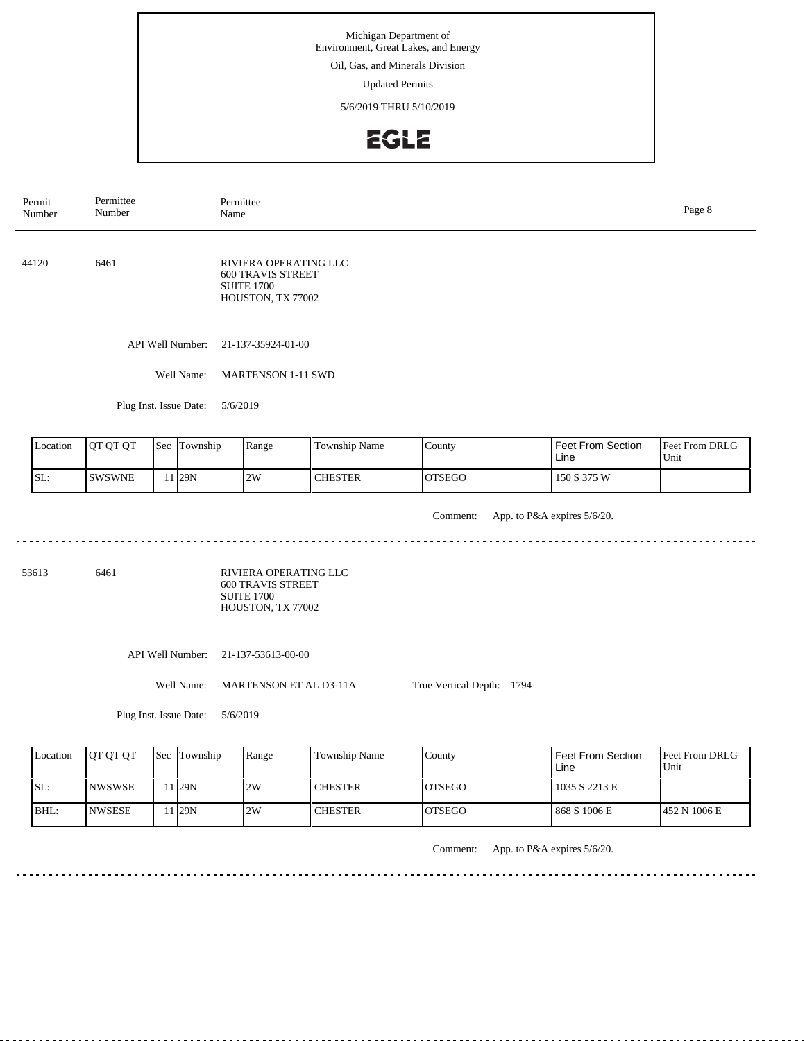Michigan Department of Environment, Great Lakes, and Energy

Oil, Gas, and Minerals Division

Updated Permits

5/6/2019 THRU 5/10/2019

EGLE

| Permit Number | Permittee Number | Permittee Name |
|---|---|---|

44120 6461 RIVIERA OPERATING LLC
600 TRAVIS STREET
SUITE 1700
HOUSTON, TX 77002

API Well Number: 21-137-35924-01-00

Well Name: MARTENSON 1-11 SWD

Plug Inst. Issue Date: 5/6/2019

| Location | QT QT QT | Sec | Township | Range | Township Name | County | Feet From Section Line | Feet From DRLG Unit |
|---|---|---|---|---|---|---|---|---|
| SL: | SWSWNE | 11 | 29N | 2W | CHESTER | OTSEGO | 150 S 375 W | |

Comment: App. to P&A expires 5/6/20.

---

53613 6461 RIVIERA OPERATING LLC
600 TRAVIS STREET
SUITE 1700
HOUSTON, TX 77002

API Well Number: 21-137-53613-00-00

Well Name: MARTENSON ET AL D3-11A True Vertical Depth: 1794

Plug Inst. Issue Date: 5/6/2019

| Location | QT QT QT | Sec | Township | Range | Township Name | County | Feet From Section Line | Feet From DRLG Unit |
|---|---|---|---|---|---|---|---|---|
| SL: | NWSWSE | 11 | 29N | 2W | CHESTER | OTSEGO | 1035 S 2213 E | |
| BHL: | NWSESE | 11 | 29N | 2W | CHESTER | OTSEGO | 868 S 1006 E | 452 N 1006 E |

Comment: App. to P&A expires 5/6/20.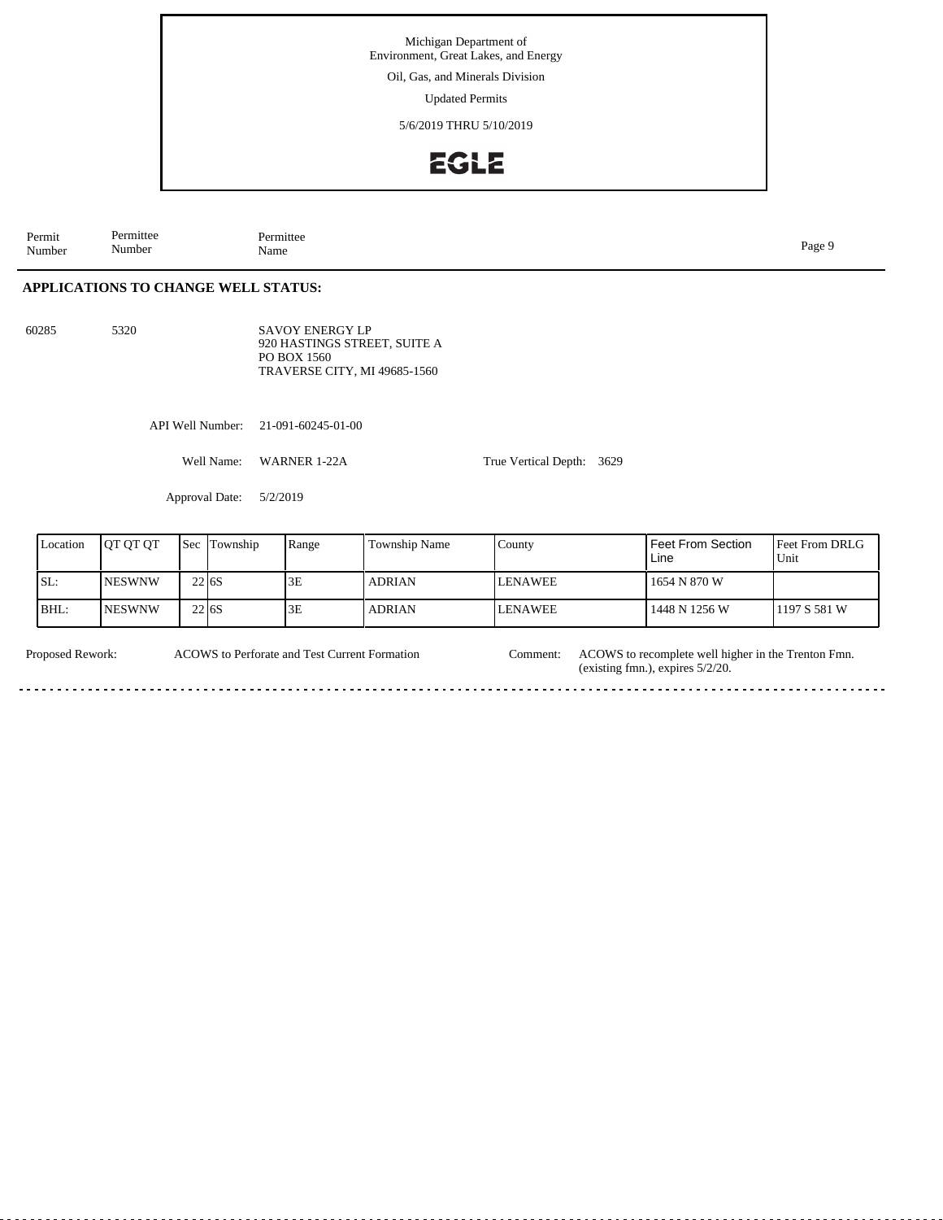Michigan Department of
Environment, Great Lakes, and Energy

Oil, Gas, and Minerals Division

Updated Permits

5/6/2019 THRU 5/10/2019

EGLE

| Permit Number | Permittee Number | Permittee Name |
|---|---|---|

## APPLICATIONS TO CHANGE WELL STATUS:

60285 5320 SAVOY ENERGY LP
920 HASTINGS STREET, SUITE A
PO BOX 1560
TRAVERSE CITY, MI 49685-1560

API Well Number: 21-091-60245-01-00

Well Name: WARNER 1-22A

True Vertical Depth: 3629

Approval Date: 5/2/2019

| Location | QT QT QT | Sec | Township | Range | Township Name | County | Feet From Section Line | Feet From DRLG Unit |
|---|---|---|---|---|---|---|---|---|
| SL: | NESWNW | 22 | 6S | 3E | ADRIAN | LENAWEE | 1654 N 870 W | |
| BHL: | NESWNW | 22 | 6S | 3E | ADRIAN | LENAWEE | 1448 N 1256 W | 1197 S 581 W |

Proposed Rework: ACOWS to Perforate and Test Current Formation

Comment: ACOWS to recomplete well higher in the Trenton Fmn. (existing fmn.), expires 5/2/20.